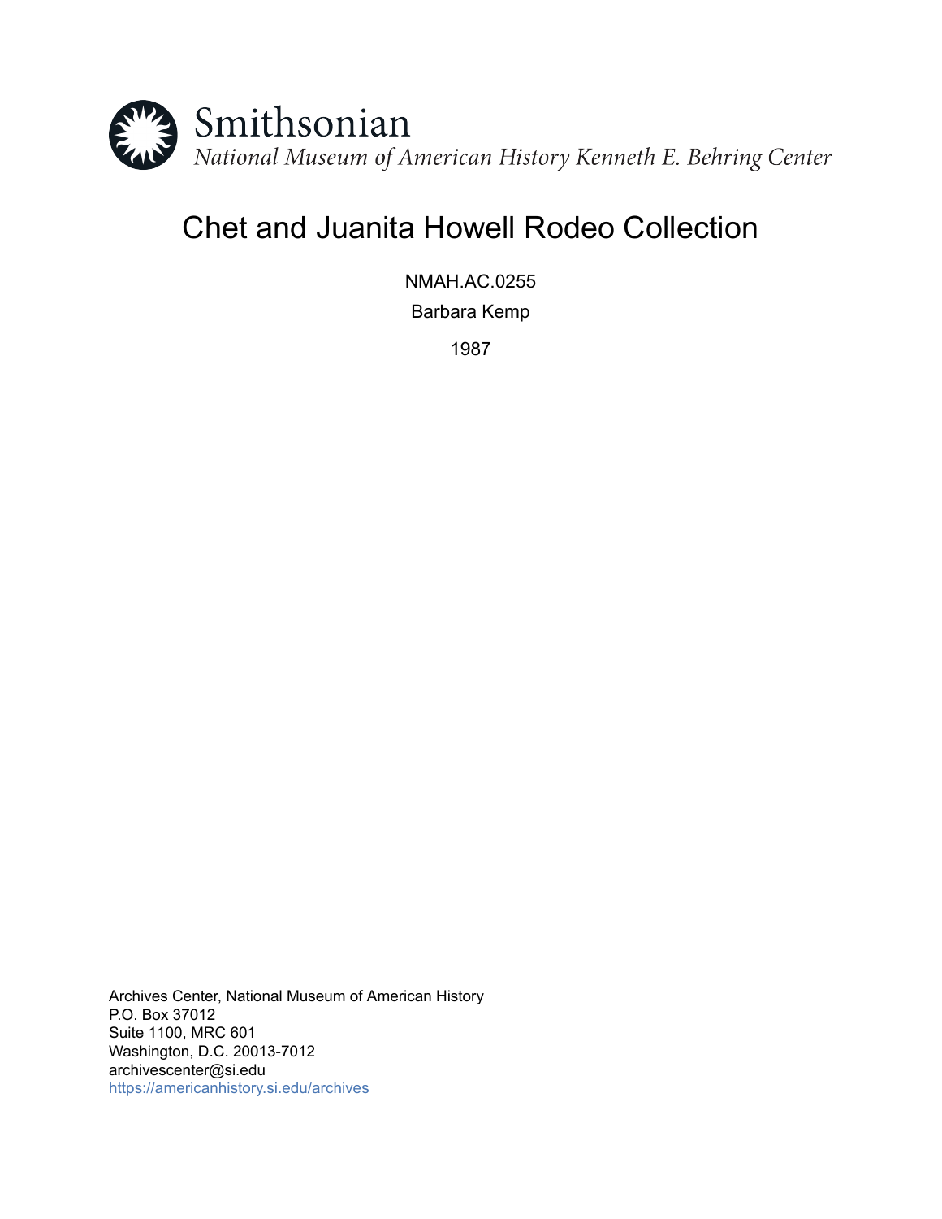Smithsonian

*National Museum of American History Kenneth E. Behring Center*

# Chet and Juanita Howell Rodeo Collection

NMAH.AC.0255

Barbara Kemp

1987

Archives Center, National Museum of American History
P.O. Box 37012
Suite 1100, MRC 601
Washington, D.C. 20013-7012
archivescenter@si.edu
https://americanhistory.si.edu/archives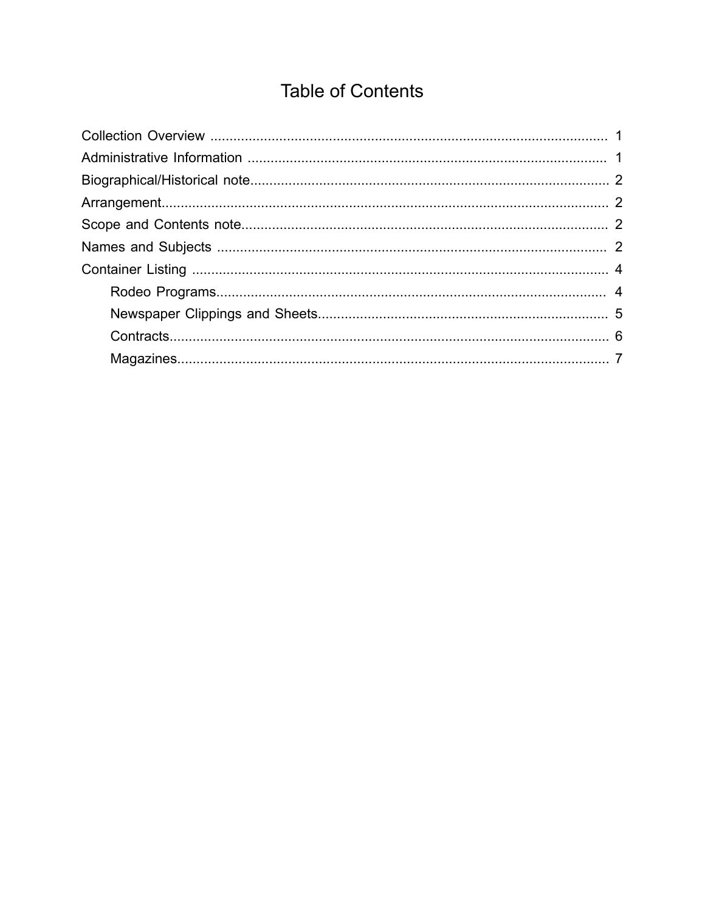# Table of Contents

- Collection Overview ........................................................ 1
- Administrative Information ........................................................ 1
- Biographical/Historical note........................................................ 2
- Arrangement........................................................ 2
- Scope and Contents note........................................................ 2
- Names and Subjects ........................................................ 2
- Container Listing ........................................................ 4
  - Rodeo Programs........................................................ 4
  - Newspaper Clippings and Sheets........................................................ 5
  - Contracts........................................................ 6
  - Magazines........................................................ 7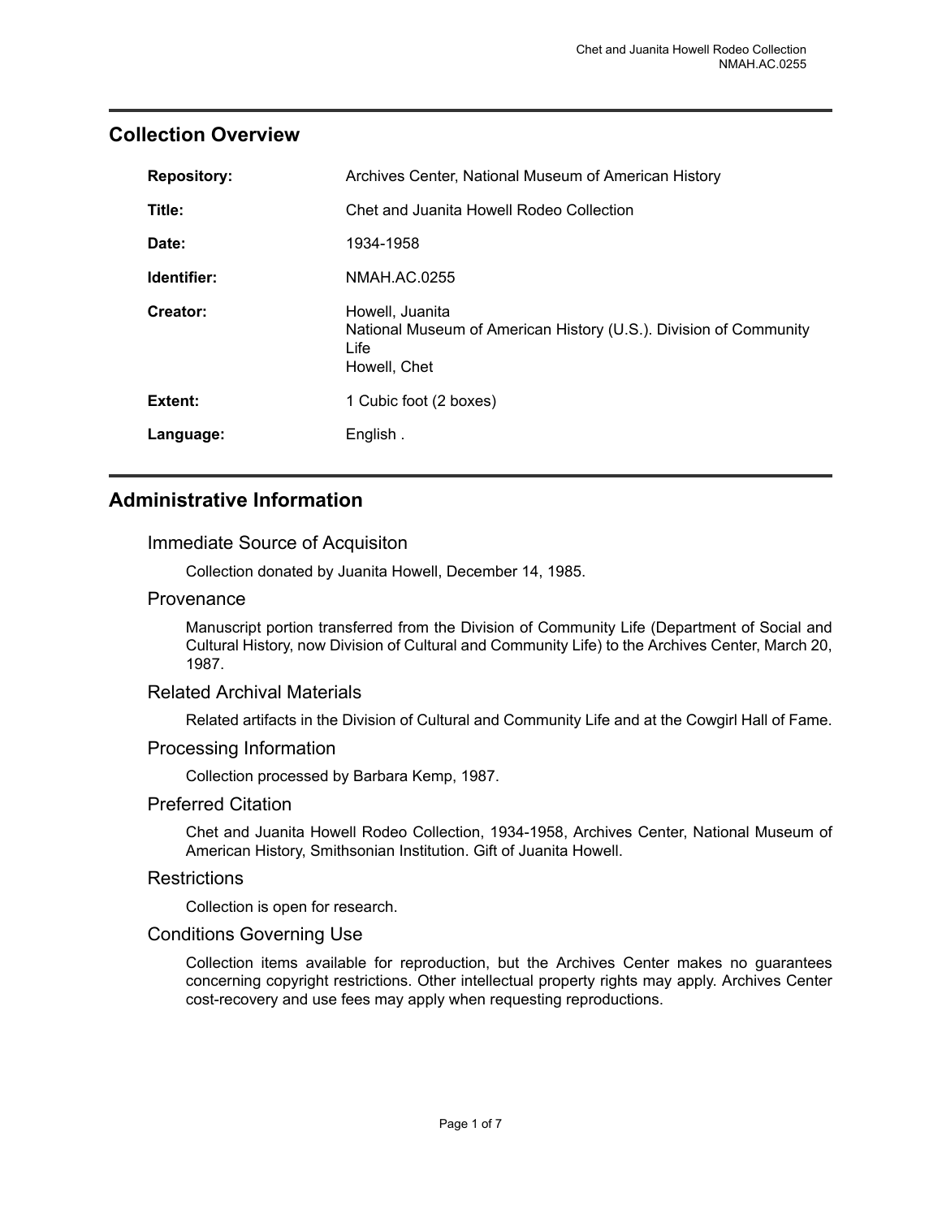## Collection Overview

| | |
|---|---|
| **Repository:** | Archives Center, National Museum of American History |
| **Title:** | Chet and Juanita Howell Rodeo Collection |
| **Date:** | 1934-1958 |
| **Identifier:** | NMAH.AC.0255 |
| **Creator:** | Howell, Juanita<br>National Museum of American History (U.S.). Division of Community Life<br>Howell, Chet |
| **Extent:** | 1 Cubic foot (2 boxes) |
| **Language:** | English . |

## Administrative Information

### Immediate Source of Acquisiton

Collection donated by Juanita Howell, December 14, 1985.

### Provenance

Manuscript portion transferred from the Division of Community Life (Department of Social and Cultural History, now Division of Cultural and Community Life) to the Archives Center, March 20, 1987.

### Related Archival Materials

Related artifacts in the Division of Cultural and Community Life and at the Cowgirl Hall of Fame.

### Processing Information

Collection processed by Barbara Kemp, 1987.

### Preferred Citation

Chet and Juanita Howell Rodeo Collection, 1934-1958, Archives Center, National Museum of American History, Smithsonian Institution. Gift of Juanita Howell.

### Restrictions

Collection is open for research.

### Conditions Governing Use

Collection items available for reproduction, but the Archives Center makes no guarantees concerning copyright restrictions. Other intellectual property rights may apply. Archives Center cost-recovery and use fees may apply when requesting reproductions.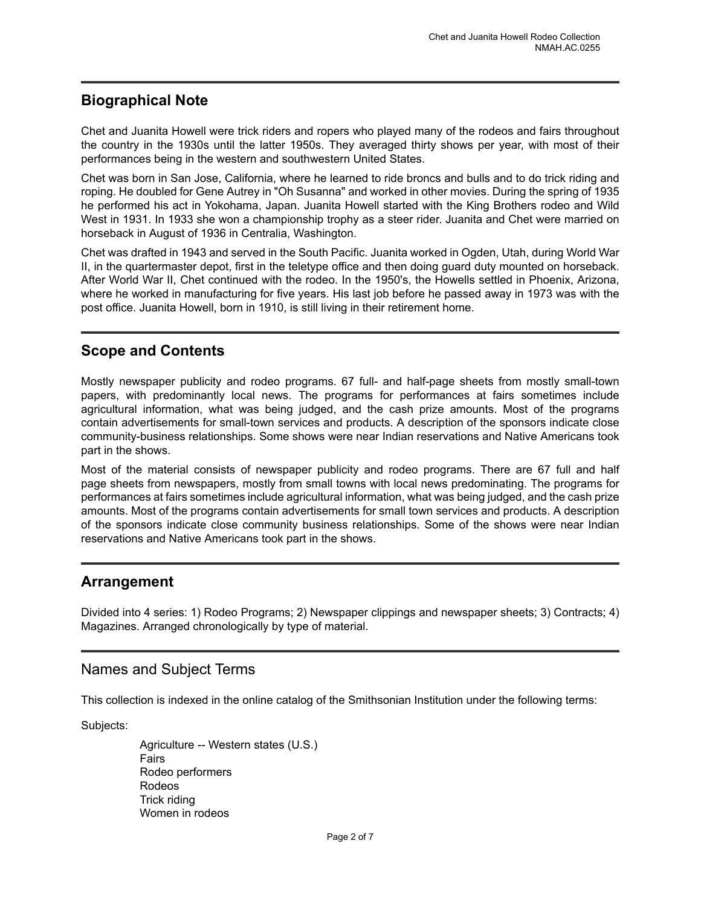## Biographical Note

Chet and Juanita Howell were trick riders and ropers who played many of the rodeos and fairs throughout the country in the 1930s until the latter 1950s. They averaged thirty shows per year, with most of their performances being in the western and southwestern United States.

Chet was born in San Jose, California, where he learned to ride broncs and bulls and to do trick riding and roping. He doubled for Gene Autrey in "Oh Susanna" and worked in other movies. During the spring of 1935 he performed his act in Yokohama, Japan. Juanita Howell started with the King Brothers rodeo and Wild West in 1931. In 1933 she won a championship trophy as a steer rider. Juanita and Chet were married on horseback in August of 1936 in Centralia, Washington.

Chet was drafted in 1943 and served in the South Pacific. Juanita worked in Ogden, Utah, during World War II, in the quartermaster depot, first in the teletype office and then doing guard duty mounted on horseback. After World War II, Chet continued with the rodeo. In the 1950's, the Howells settled in Phoenix, Arizona, where he worked in manufacturing for five years. His last job before he passed away in 1973 was with the post office. Juanita Howell, born in 1910, is still living in their retirement home.

## Scope and Contents

Mostly newspaper publicity and rodeo programs. 67 full- and half-page sheets from mostly small-town papers, with predominantly local news. The programs for performances at fairs sometimes include agricultural information, what was being judged, and the cash prize amounts. Most of the programs contain advertisements for small-town services and products. A description of the sponsors indicate close community-business relationships. Some shows were near Indian reservations and Native Americans took part in the shows.

Most of the material consists of newspaper publicity and rodeo programs. There are 67 full and half page sheets from newspapers, mostly from small towns with local news predominating. The programs for performances at fairs sometimes include agricultural information, what was being judged, and the cash prize amounts. Most of the programs contain advertisements for small town services and products. A description of the sponsors indicate close community business relationships. Some of the shows were near Indian reservations and Native Americans took part in the shows.

## Arrangement

Divided into 4 series: 1) Rodeo Programs; 2) Newspaper clippings and newspaper sheets; 3) Contracts; 4) Magazines. Arranged chronologically by type of material.

## Names and Subject Terms

This collection is indexed in the online catalog of the Smithsonian Institution under the following terms:

Subjects:

- Agriculture -- Western states (U.S.)
- Fairs
- Rodeo performers
- Rodeos
- Trick riding
- Women in rodeos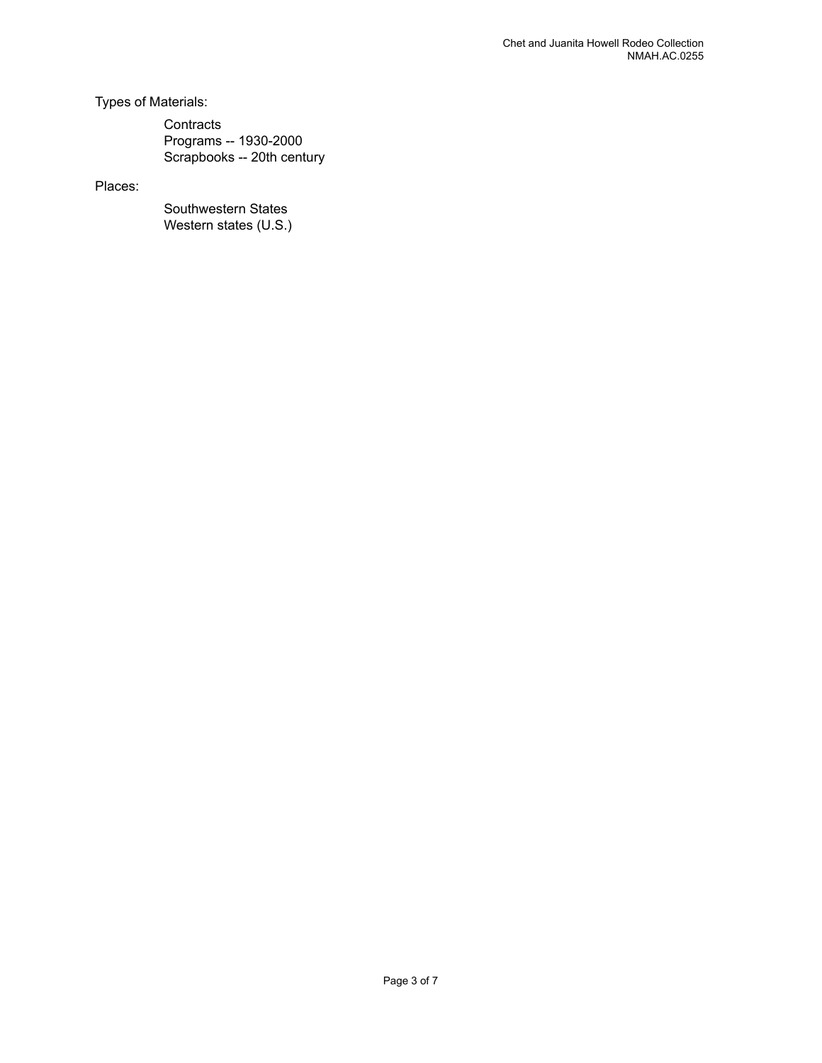Types of Materials:

- Contracts
- Programs -- 1930-2000
- Scrapbooks -- 20th century

Places:

- Southwestern States
- Western states (U.S.)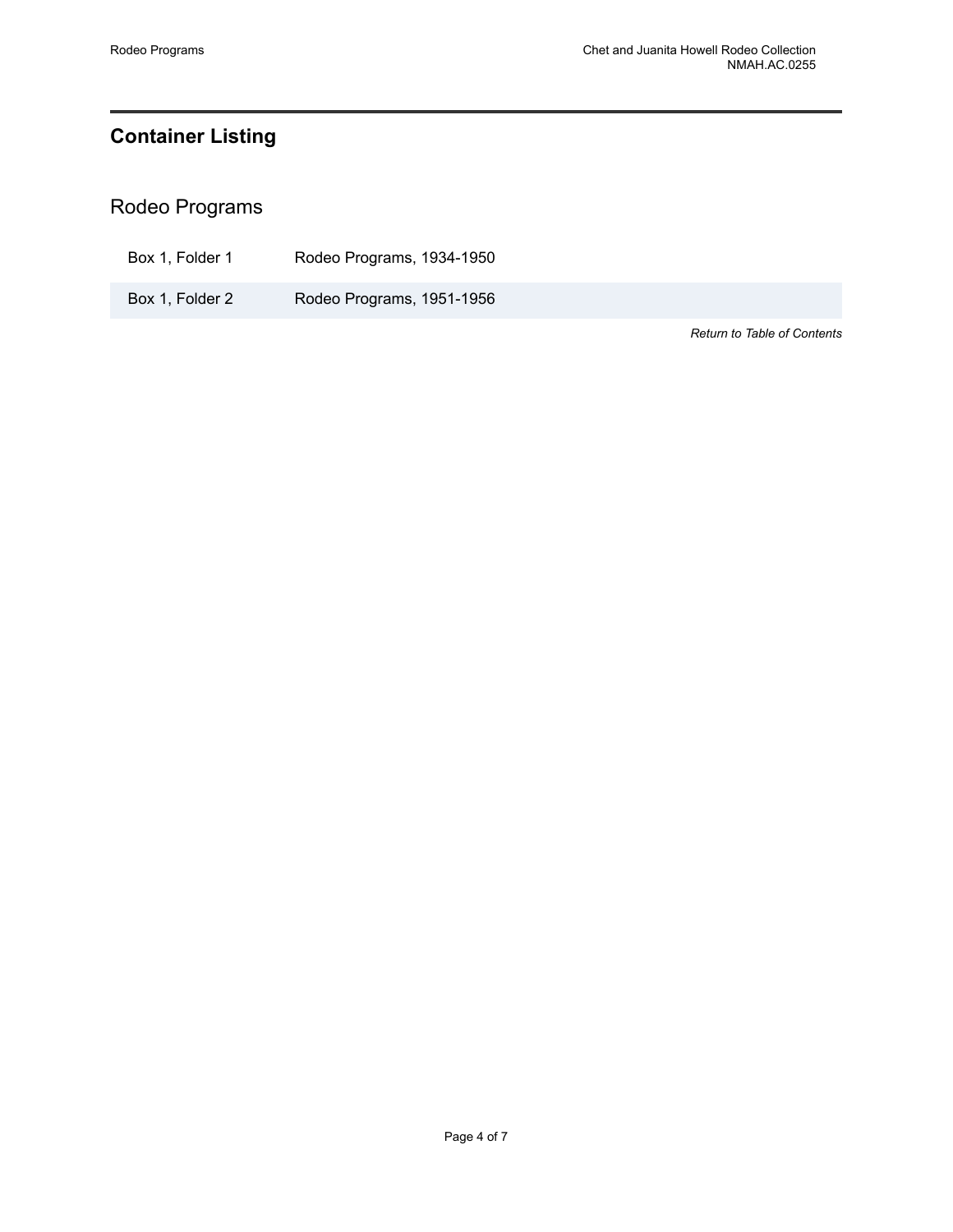## Container Listing

### Rodeo Programs

| | |
|---|---|
| Box 1, Folder 1 | Rodeo Programs, 1934-1950 |
| Box 1, Folder 2 | Rodeo Programs, 1951-1956 |

*Return to Table of Contents*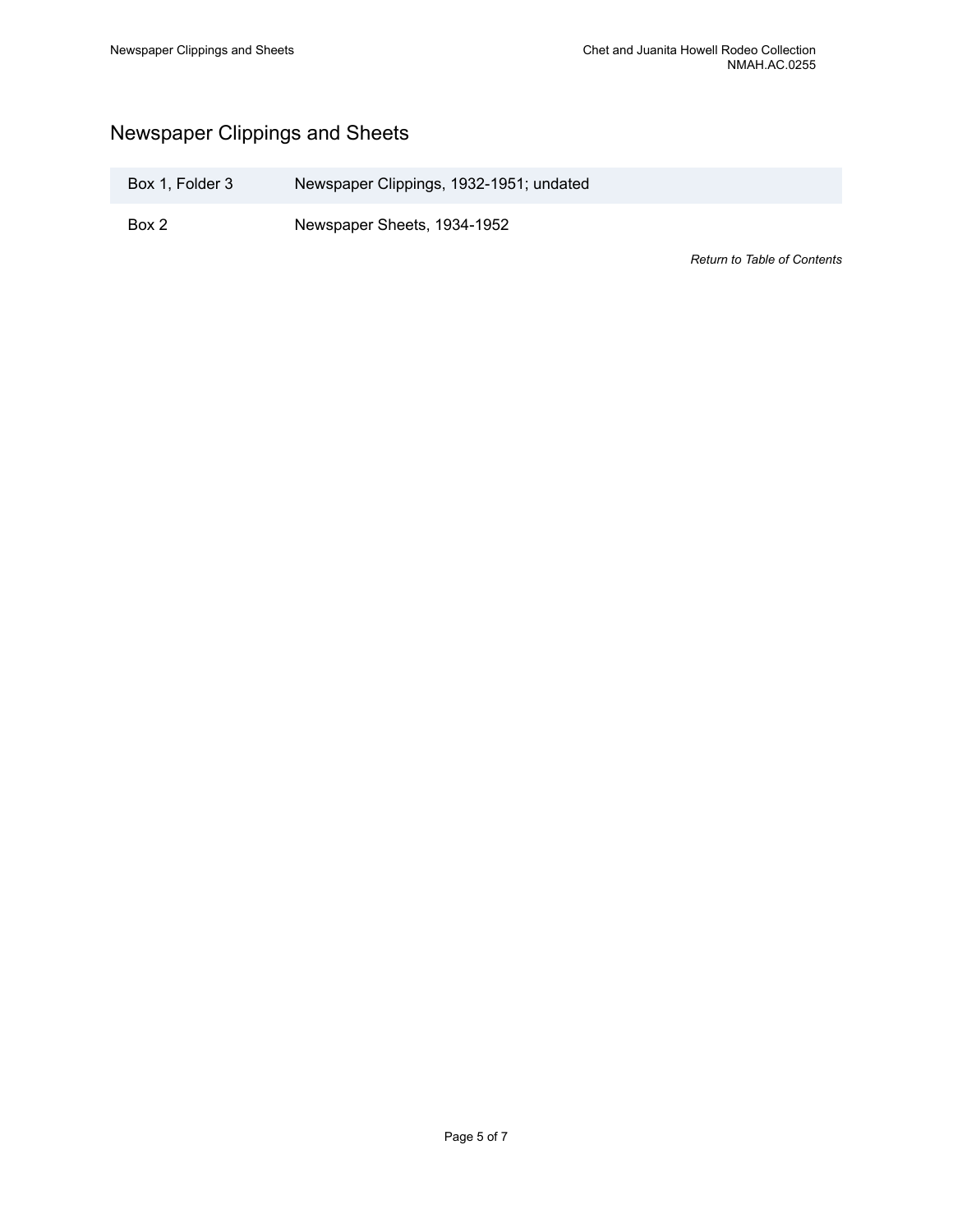## Newspaper Clippings and Sheets

| | |
|---|---|
| Box 1, Folder 3 | Newspaper Clippings, 1932-1951; undated |
| Box 2 | Newspaper Sheets, 1934-1952 |

*Return to Table of Contents*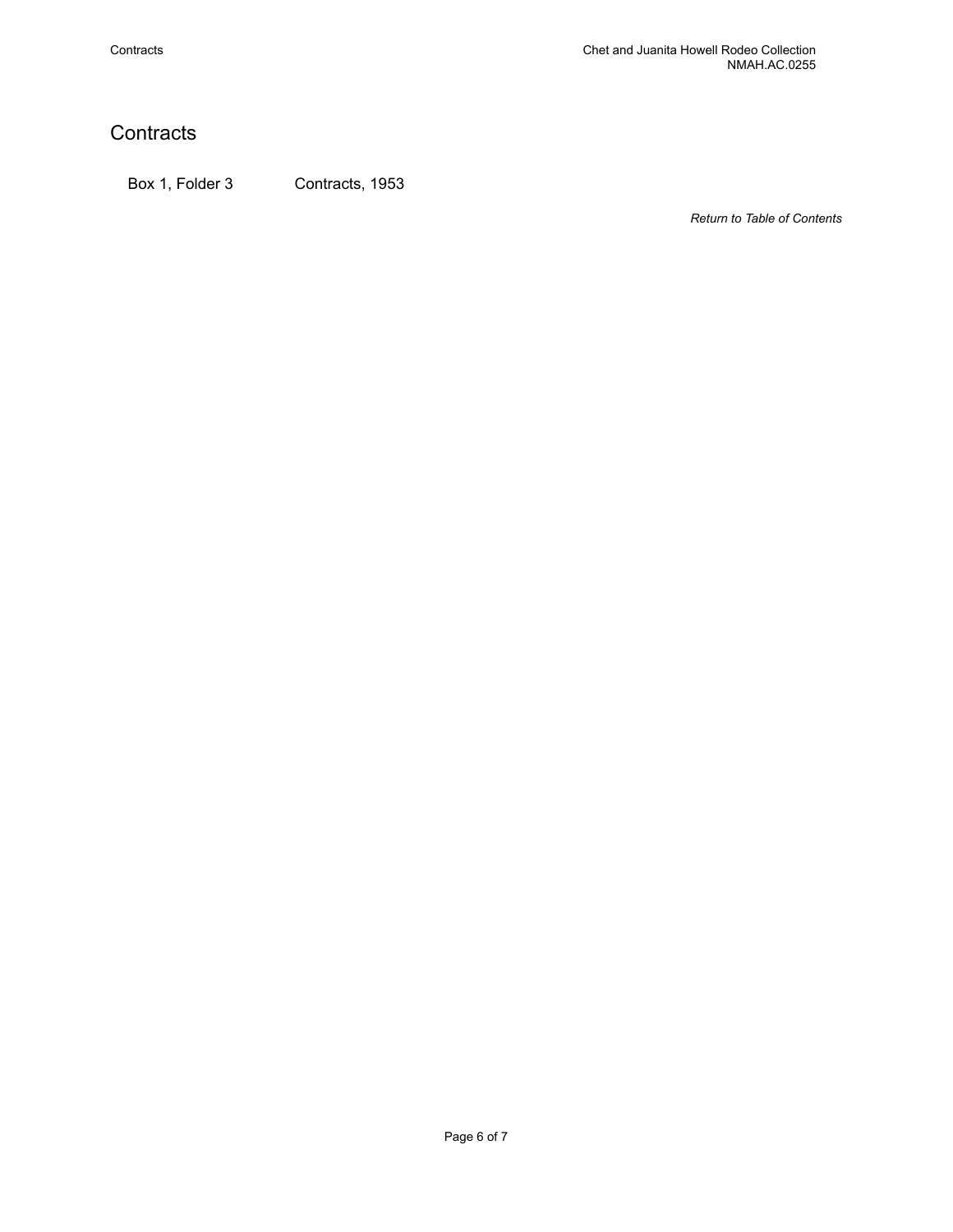# Contracts

Box 1, Folder 3 Contracts, 1953

*Return to Table of Contents*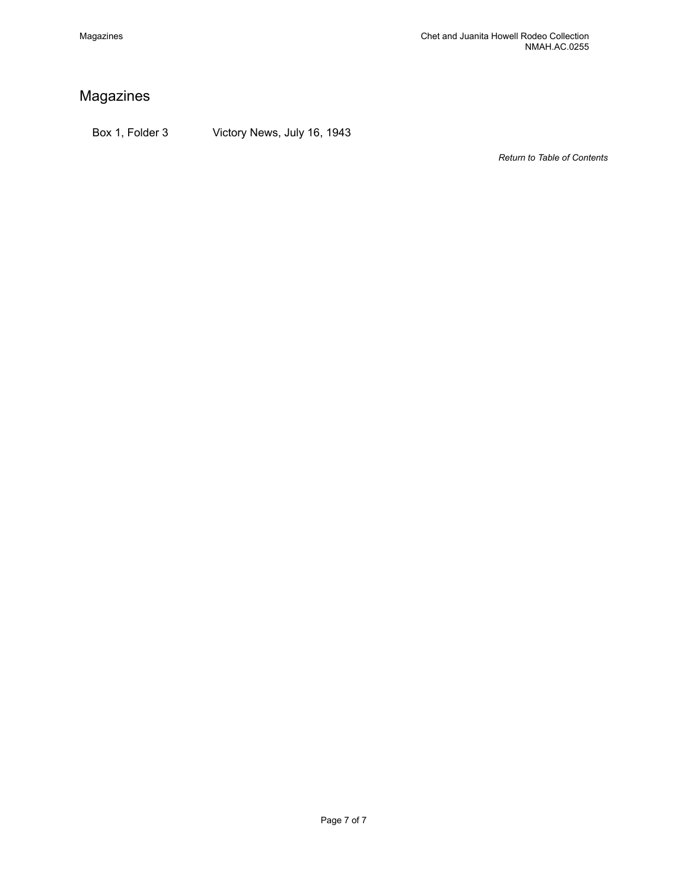## Magazines

| | |
|---|---|
| Box 1, Folder 3 | Victory News, July 16, 1943 |

*Return to Table of Contents*